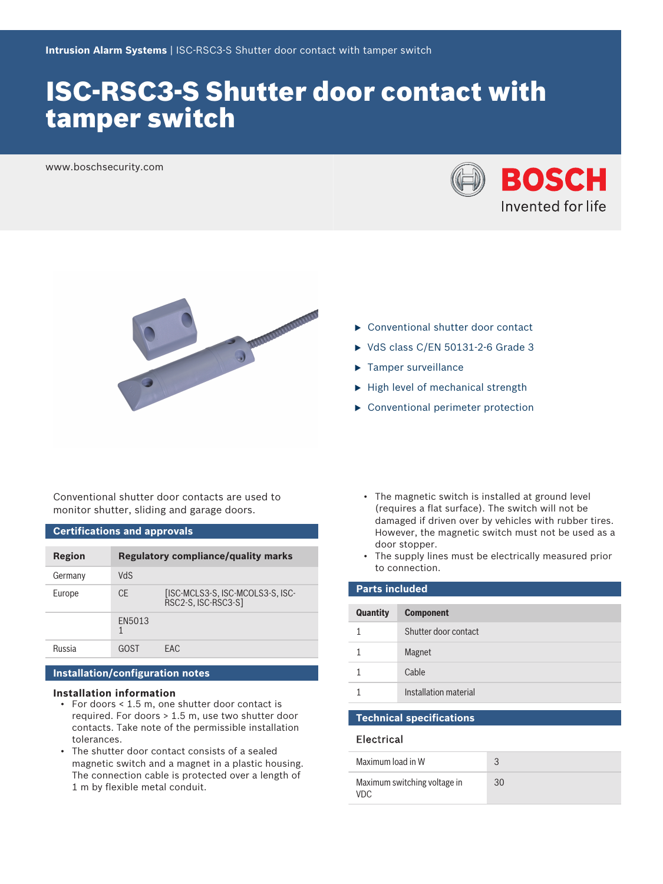Intrusion Alarm Systems | ISC-RSC3-S Shutter door contact with tamper switch

# ISC-RSC3-S Shutter door contact with tamper switch

www.boschsecurity.com

- Conventional shutter door contact
- VdS class C/EN 50131-2-6 Grade 3
- Tamper surveillance
- High level of mechanical strength
- Conventional perimeter protection

Conventional shutter door contacts are used to monitor shutter, sliding and garage doors.

## Certifications and approvals

| Region | Regulatory compliance/quality marks | |
|---|---|---|
| Germany | VdS | |
| Europe | CE | [ISC-MCLS3-S, ISC-MCOLS3-S, ISC-RSC2-S, ISC-RSC3-S] |
| | EN50131 | |
| Russia | GOST | EAC |

## Installation/configuration notes

### Installation information

- For doors < 1.5 m, one shutter door contact is required. For doors > 1.5 m, use two shutter door contacts. Take note of the permissible installation tolerances.
- The shutter door contact consists of a sealed magnetic switch and a magnet in a plastic housing. The connection cable is protected over a length of 1 m by flexible metal conduit.
- The magnetic switch is installed at ground level (requires a flat surface). The switch will not be damaged if driven over by vehicles with rubber tires. However, the magnetic switch must not be used as a door stopper.
- The supply lines must be electrically measured prior to connection.

## Parts included

| Quantity | Component |
|---|---|
| 1 | Shutter door contact |
| 1 | Magnet |
| 1 | Cable |
| 1 | Installation material |

## Technical specifications

### Electrical

| | |
|---|---|
| Maximum load in W | 3 |
| Maximum switching voltage in VDC | 30 |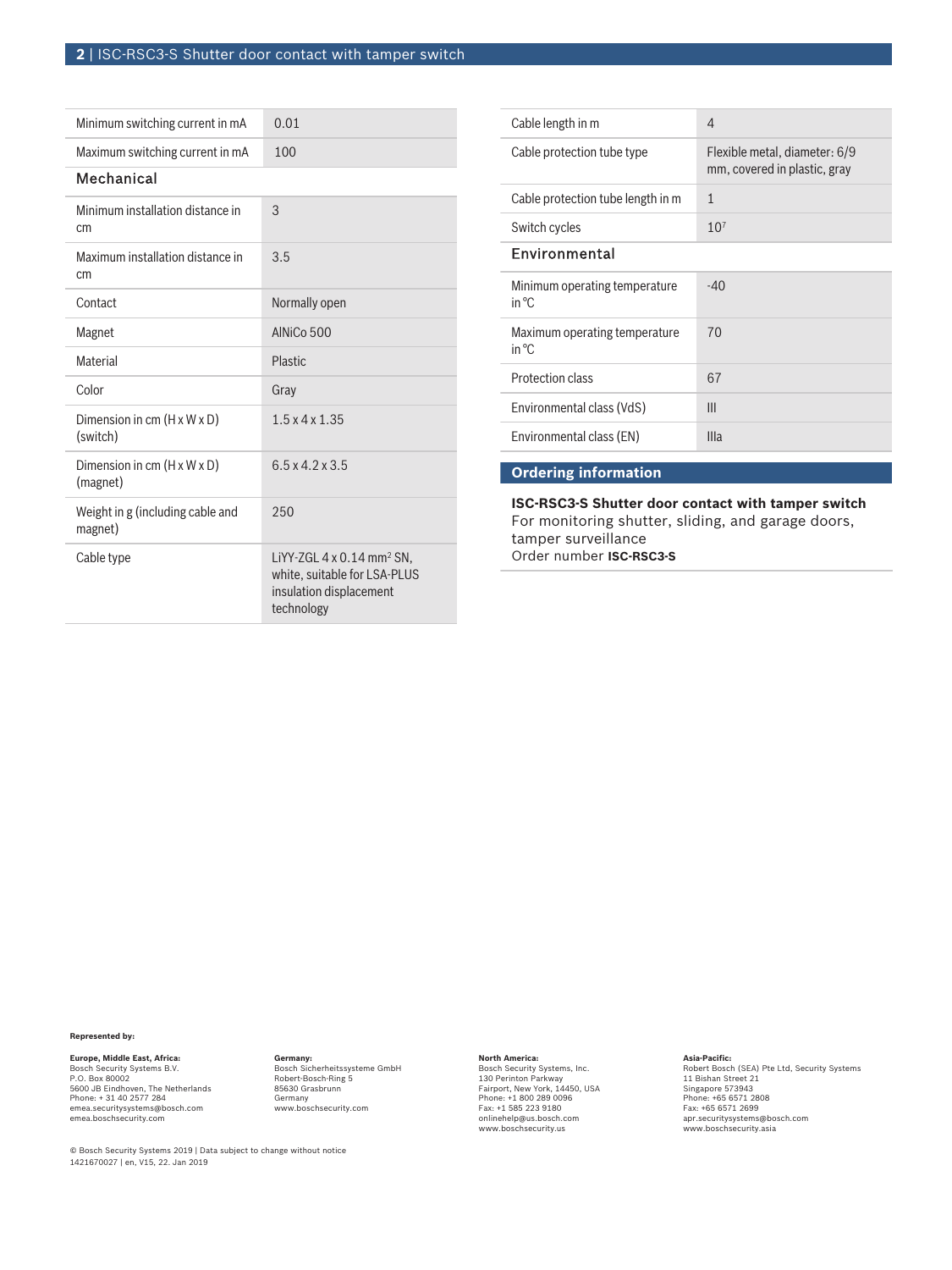| | |
|---|---|
| Minimum switching current in mA | 0.01 |
| Maximum switching current in mA | 100 |

### Mechanical

| | |
|---|---|
| Minimum installation distance in cm | 3 |
| Maximum installation distance in cm | 3.5 |
| Contact | Normally open |
| Magnet | AlNiCo 500 |
| Material | Plastic |
| Color | Gray |
| Dimension in cm (H x W x D) (switch) | 1.5 x 4 x 1.35 |
| Dimension in cm (H x W x D) (magnet) | 6.5 x 4.2 x 3.5 |
| Weight in g (including cable and magnet) | 250 |
| Cable type | LiYY-ZGL 4 x 0.14 mm² SN, white, suitable for LSA-PLUS insulation displacement technology |
| Cable length in m | 4 |
| Cable protection tube type | Flexible metal, diameter: 6/9 mm, covered in plastic, gray |
| Cable protection tube length in m | 1 |
| Switch cycles | $10^7$ |

### Environmental

| | |
|---|---|
| Minimum operating temperature in °C | -40 |
| Maximum operating temperature in °C | 70 |
| Protection class | 67 |
| Environmental class (VdS) | III |
| Environmental class (EN) | IIIa |

## Ordering information

**ISC-RSC3-S Shutter door contact with tamper switch**
For monitoring shutter, sliding, and garage doors, tamper surveillance
Order number **ISC-RSC3-S**

**Represented by:**

**Europe, Middle East, Africa:**
Bosch Security Systems B.V.
P.O. Box 80002
5600 JB Eindhoven, The Netherlands
Phone: + 31 40 2577 284
emea.securitysystems@bosch.com
emea.boschsecurity.com

**Germany:**
Bosch Sicherheitssysteme GmbH
Robert-Bosch-Ring 5
85630 Grasbrunn
Germany
www.boschsecurity.com

**North America:**
Bosch Security Systems, Inc.
130 Perinton Parkway
Fairport, New York, 14450, USA
Phone: +1 800 289 0096
Fax: +1 585 223 9180
onlinehelp@us.bosch.com
www.boschsecurity.us

**Asia-Pacific:**
Robert Bosch (SEA) Pte Ltd, Security Systems
11 Bishan Street 21
Singapore 573943
Phone: +65 6571 2808
Fax: +65 6571 2699
apr.securitysystems@bosch.com
www.boschsecurity.asia

© Bosch Security Systems 2019 | Data subject to change without notice
1421670027 | en, V15, 22. Jan 2019